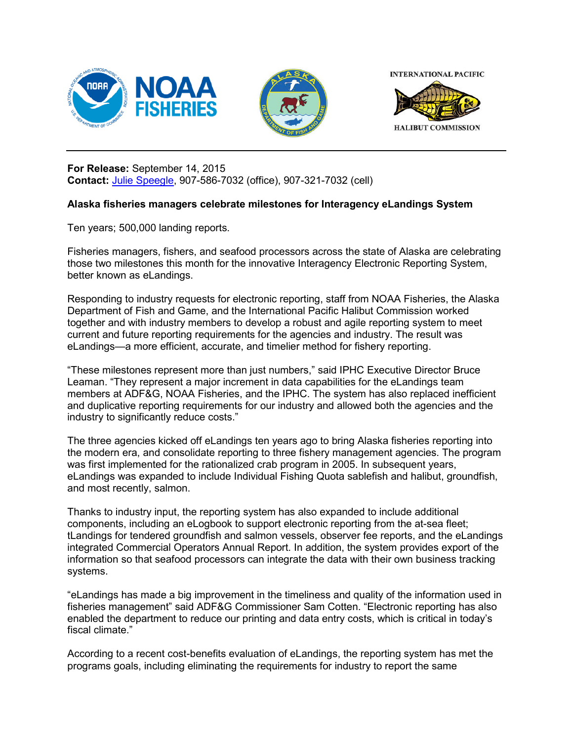INTERNATIONAL PACIFIC HALIBUT COMMISSION

**For Release:** September 14, 2015
**Contact:** Julie Speegle, 907-586-7032 (office), 907-321-7032 (cell)

**Alaska fisheries managers celebrate milestones for Interagency eLandings System**

Ten years; 500,000 landing reports.

Fisheries managers, fishers, and seafood processors across the state of Alaska are celebrating those two milestones this month for the innovative Interagency Electronic Reporting System, better known as eLandings.

Responding to industry requests for electronic reporting, staff from NOAA Fisheries, the Alaska Department of Fish and Game, and the International Pacific Halibut Commission worked together and with industry members to develop a robust and agile reporting system to meet current and future reporting requirements for the agencies and industry. The result was eLandings—a more efficient, accurate, and timelier method for fishery reporting.

"These milestones represent more than just numbers," said IPHC Executive Director Bruce Leaman. "They represent a major increment in data capabilities for the eLandings team members at ADF&G, NOAA Fisheries, and the IPHC. The system has also replaced inefficient and duplicative reporting requirements for our industry and allowed both the agencies and the industry to significantly reduce costs."

The three agencies kicked off eLandings ten years ago to bring Alaska fisheries reporting into the modern era, and consolidate reporting to three fishery management agencies. The program was first implemented for the rationalized crab program in 2005. In subsequent years, eLandings was expanded to include Individual Fishing Quota sablefish and halibut, groundfish, and most recently, salmon.

Thanks to industry input, the reporting system has also expanded to include additional components, including an eLogbook to support electronic reporting from the at-sea fleet; tLandings for tendered groundfish and salmon vessels, observer fee reports, and the eLandings integrated Commercial Operators Annual Report. In addition, the system provides export of the information so that seafood processors can integrate the data with their own business tracking systems.

"eLandings has made a big improvement in the timeliness and quality of the information used in fisheries management" said ADF&G Commissioner Sam Cotten. "Electronic reporting has also enabled the department to reduce our printing and data entry costs, which is critical in today's fiscal climate."

According to a recent cost-benefits evaluation of eLandings, the reporting system has met the programs goals, including eliminating the requirements for industry to report the same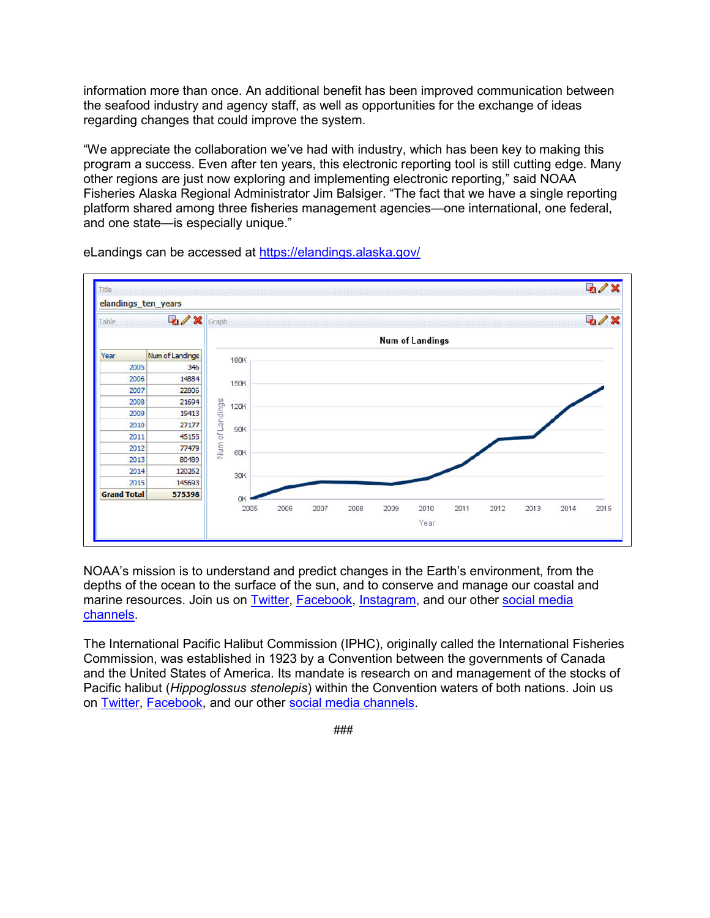information more than once. An additional benefit has been improved communication between the seafood industry and agency staff, as well as opportunities for the exchange of ideas regarding changes that could improve the system.

"We appreciate the collaboration we've had with industry, which has been key to making this program a success. Even after ten years, this electronic reporting tool is still cutting edge. Many other regions are just now exploring and implementing electronic reporting," said NOAA Fisheries Alaska Regional Administrator Jim Balsiger. "The fact that we have a single reporting platform shared among three fisheries management agencies—one international, one federal, and one state—is especially unique."

eLandings can be accessed at [https://elandings.alaska.gov/](https://elandings.alaska.gov/)

Title

elandings_ten_years

Table

| Year | Num of Landings |
|---|---|
| 2005 | 346 |
| 2006 | 14884 |
| 2007 | 22806 |
| 2008 | 21694 |
| 2009 | 19413 |
| 2010 | 27177 |
| 2011 | 45155 |
| 2012 | 77479 |
| 2013 | 80489 |
| 2014 | 120262 |
| 2015 | 145693 |
| **Grand Total** | **575398** |

Graph

Num of Landings

Num of Landings

180K
150K
120K
90K
60K
30K
0K

2005 2006 2007 2008 2009 2010 2011 2012 2013 2014 2015

Year

NOAA's mission is to understand and predict changes in the Earth's environment, from the depths of the ocean to the surface of the sun, and to conserve and manage our coastal and marine resources. Join us on [Twitter](), [Facebook](), [Instagram](), and our other [social media channels]().

The International Pacific Halibut Commission (IPHC), originally called the International Fisheries Commission, was established in 1923 by a Convention between the governments of Canada and the United States of America. Its mandate is research on and management of the stocks of Pacific halibut (*Hippoglossus stenolepis*) within the Convention waters of both nations. Join us on [Twitter](), [Facebook](), and our other [social media channels]().

###